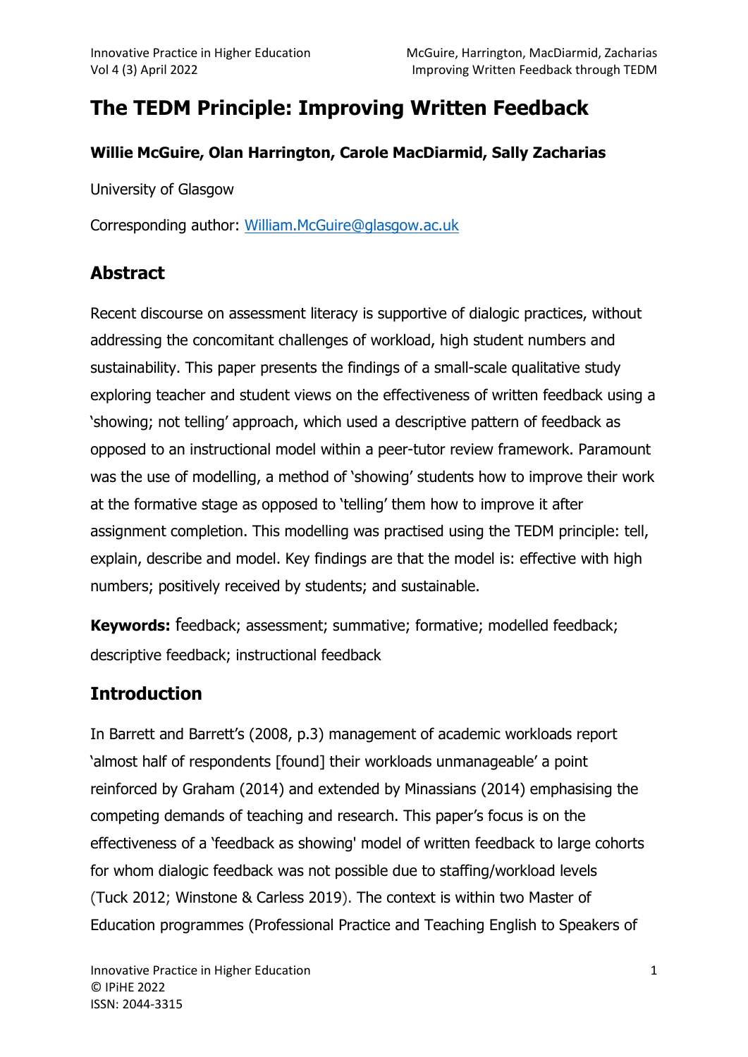# The TEDM Principle: Improving Written Feedback

**Willie McGuire, Olan Harrington, Carole MacDiarmid, Sally Zacharias**

University of Glasgow

Corresponding author: William.McGuire@glasgow.ac.uk

## Abstract

Recent discourse on assessment literacy is supportive of dialogic practices, without addressing the concomitant challenges of workload, high student numbers and sustainability. This paper presents the findings of a small-scale qualitative study exploring teacher and student views on the effectiveness of written feedback using a 'showing; not telling' approach, which used a descriptive pattern of feedback as opposed to an instructional model within a peer-tutor review framework. Paramount was the use of modelling, a method of 'showing' students how to improve their work at the formative stage as opposed to 'telling' them how to improve it after assignment completion. This modelling was practised using the TEDM principle: tell, explain, describe and model. Key findings are that the model is: effective with high numbers; positively received by students; and sustainable.

**Keywords:** feedback; assessment; summative; formative; modelled feedback; descriptive feedback; instructional feedback

## Introduction

In Barrett and Barrett's (2008, p.3) management of academic workloads report 'almost half of respondents [found] their workloads unmanageable' a point reinforced by Graham (2014) and extended by Minassians (2014) emphasising the competing demands of teaching and research. This paper's focus is on the effectiveness of a 'feedback as showing' model of written feedback to large cohorts for whom dialogic feedback was not possible due to staffing/workload levels (Tuck 2012; Winstone & Carless 2019). The context is within two Master of Education programmes (Professional Practice and Teaching English to Speakers of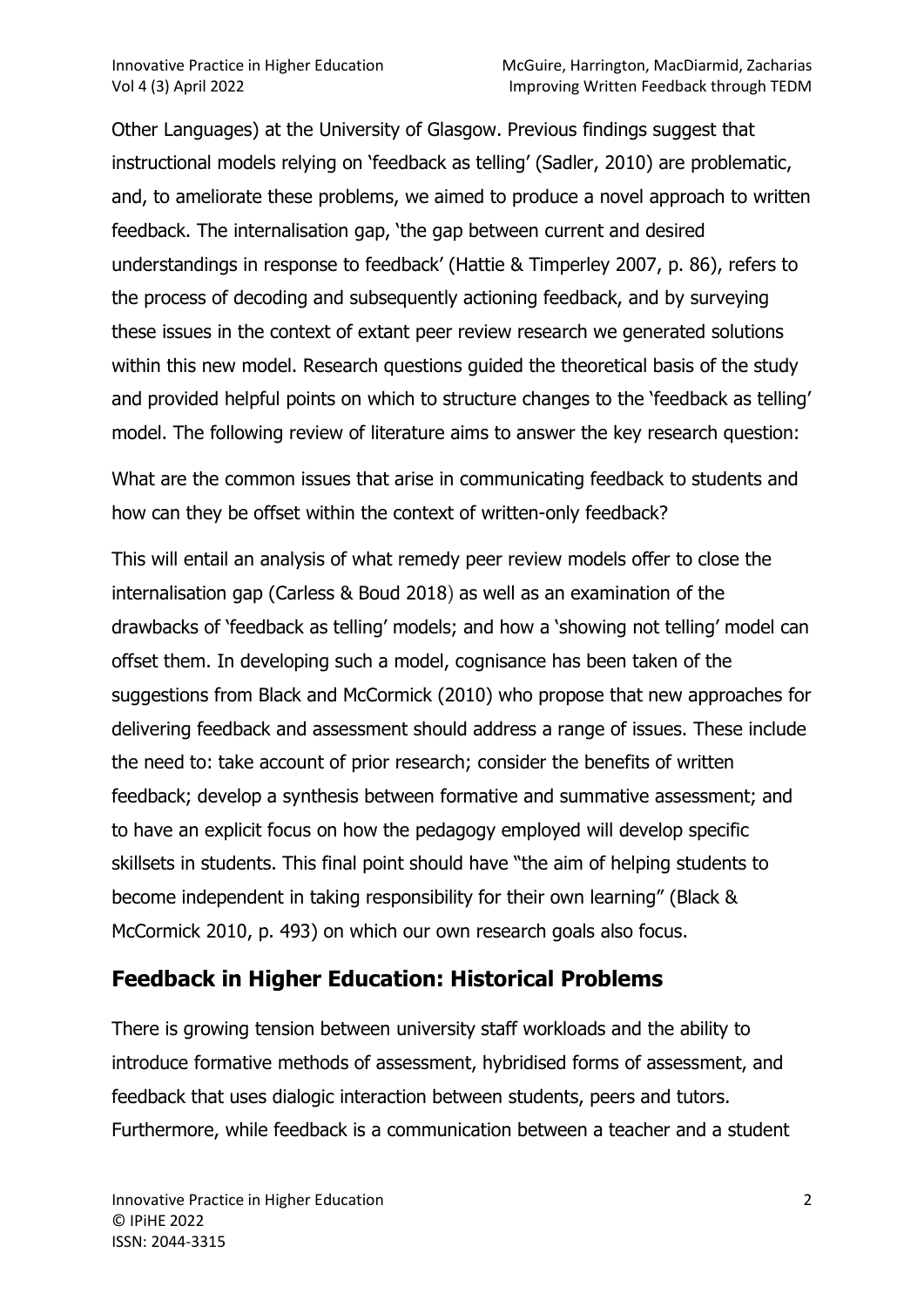Other Languages) at the University of Glasgow. Previous findings suggest that instructional models relying on 'feedback as telling' (Sadler, 2010) are problematic, and, to ameliorate these problems, we aimed to produce a novel approach to written feedback. The internalisation gap, 'the gap between current and desired understandings in response to feedback' (Hattie & Timperley 2007, p. 86), refers to the process of decoding and subsequently actioning feedback, and by surveying these issues in the context of extant peer review research we generated solutions within this new model. Research questions guided the theoretical basis of the study and provided helpful points on which to structure changes to the 'feedback as telling' model. The following review of literature aims to answer the key research question:

What are the common issues that arise in communicating feedback to students and how can they be offset within the context of written-only feedback?

This will entail an analysis of what remedy peer review models offer to close the internalisation gap (Carless & Boud 2018) as well as an examination of the drawbacks of 'feedback as telling' models; and how a 'showing not telling' model can offset them. In developing such a model, cognisance has been taken of the suggestions from Black and McCormick (2010) who propose that new approaches for delivering feedback and assessment should address a range of issues. These include the need to: take account of prior research; consider the benefits of written feedback; develop a synthesis between formative and summative assessment; and to have an explicit focus on how the pedagogy employed will develop specific skillsets in students. This final point should have "the aim of helping students to become independent in taking responsibility for their own learning" (Black & McCormick 2010, p. 493) on which our own research goals also focus.

## Feedback in Higher Education: Historical Problems

There is growing tension between university staff workloads and the ability to introduce formative methods of assessment, hybridised forms of assessment, and feedback that uses dialogic interaction between students, peers and tutors. Furthermore, while feedback is a communication between a teacher and a student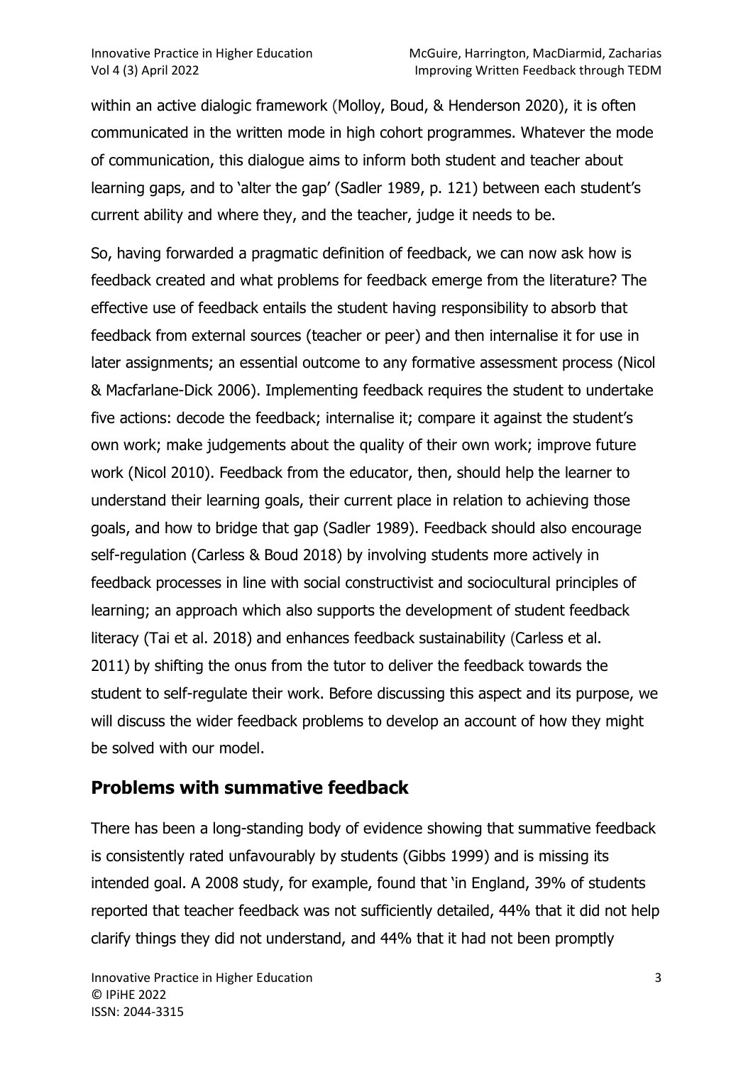within an active dialogic framework (Molloy, Boud, & Henderson 2020), it is often communicated in the written mode in high cohort programmes. Whatever the mode of communication, this dialogue aims to inform both student and teacher about learning gaps, and to 'alter the gap' (Sadler 1989, p. 121) between each student's current ability and where they, and the teacher, judge it needs to be.

So, having forwarded a pragmatic definition of feedback, we can now ask how is feedback created and what problems for feedback emerge from the literature? The effective use of feedback entails the student having responsibility to absorb that feedback from external sources (teacher or peer) and then internalise it for use in later assignments; an essential outcome to any formative assessment process (Nicol & Macfarlane-Dick 2006). Implementing feedback requires the student to undertake five actions: decode the feedback; internalise it; compare it against the student's own work; make judgements about the quality of their own work; improve future work (Nicol 2010). Feedback from the educator, then, should help the learner to understand their learning goals, their current place in relation to achieving those goals, and how to bridge that gap (Sadler 1989). Feedback should also encourage self-regulation (Carless & Boud 2018) by involving students more actively in feedback processes in line with social constructivist and sociocultural principles of learning; an approach which also supports the development of student feedback literacy (Tai et al. 2018) and enhances feedback sustainability (Carless et al. 2011) by shifting the onus from the tutor to deliver the feedback towards the student to self-regulate their work. Before discussing this aspect and its purpose, we will discuss the wider feedback problems to develop an account of how they might be solved with our model.

## Problems with summative feedback

There has been a long-standing body of evidence showing that summative feedback is consistently rated unfavourably by students (Gibbs 1999) and is missing its intended goal. A 2008 study, for example, found that 'in England, 39% of students reported that teacher feedback was not sufficiently detailed, 44% that it did not help clarify things they did not understand, and 44% that it had not been promptly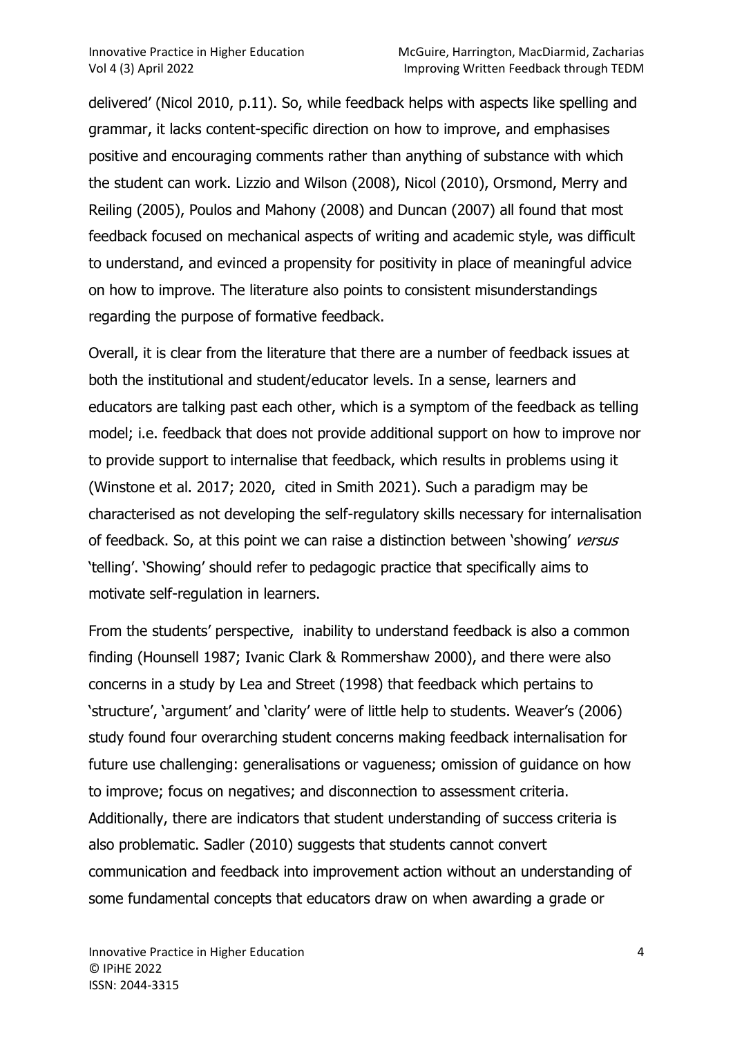delivered' (Nicol 2010, p.11). So, while feedback helps with aspects like spelling and grammar, it lacks content-specific direction on how to improve, and emphasises positive and encouraging comments rather than anything of substance with which the student can work. Lizzio and Wilson (2008), Nicol (2010), Orsmond, Merry and Reiling (2005), Poulos and Mahony (2008) and Duncan (2007) all found that most feedback focused on mechanical aspects of writing and academic style, was difficult to understand, and evinced a propensity for positivity in place of meaningful advice on how to improve. The literature also points to consistent misunderstandings regarding the purpose of formative feedback.

Overall, it is clear from the literature that there are a number of feedback issues at both the institutional and student/educator levels. In a sense, learners and educators are talking past each other, which is a symptom of the feedback as telling model; i.e. feedback that does not provide additional support on how to improve nor to provide support to internalise that feedback, which results in problems using it (Winstone et al. 2017; 2020, cited in Smith 2021). Such a paradigm may be characterised as not developing the self-regulatory skills necessary for internalisation of feedback. So, at this point we can raise a distinction between 'showing' *versus* 'telling'. 'Showing' should refer to pedagogic practice that specifically aims to motivate self-regulation in learners.

From the students' perspective, inability to understand feedback is also a common finding (Hounsell 1987; Ivanic Clark & Rommershaw 2000), and there were also concerns in a study by Lea and Street (1998) that feedback which pertains to 'structure', 'argument' and 'clarity' were of little help to students. Weaver's (2006) study found four overarching student concerns making feedback internalisation for future use challenging: generalisations or vagueness; omission of guidance on how to improve; focus on negatives; and disconnection to assessment criteria. Additionally, there are indicators that student understanding of success criteria is also problematic. Sadler (2010) suggests that students cannot convert communication and feedback into improvement action without an understanding of some fundamental concepts that educators draw on when awarding a grade or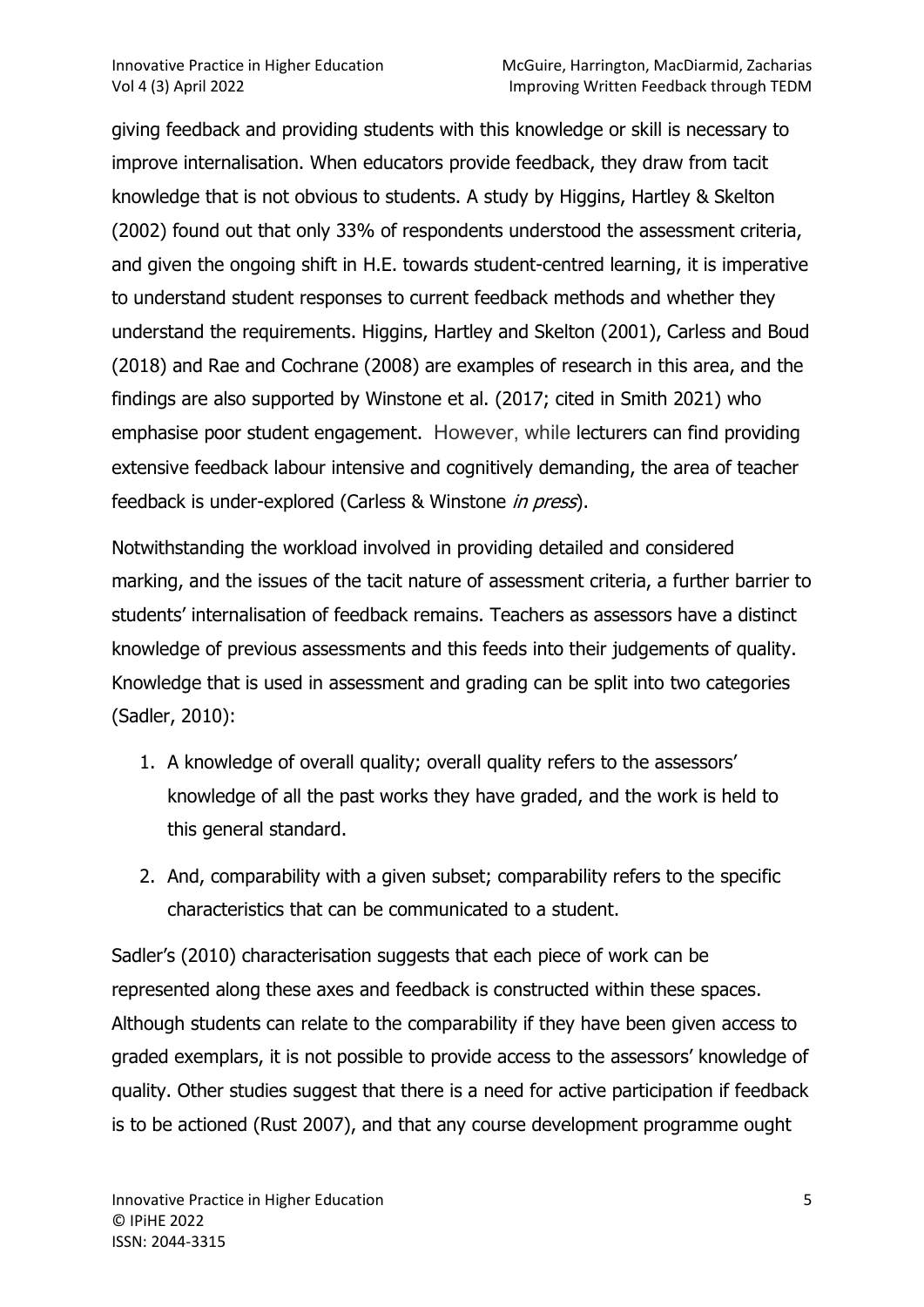giving feedback and providing students with this knowledge or skill is necessary to improve internalisation. When educators provide feedback, they draw from tacit knowledge that is not obvious to students. A study by Higgins, Hartley & Skelton (2002) found out that only 33% of respondents understood the assessment criteria, and given the ongoing shift in H.E. towards student-centred learning, it is imperative to understand student responses to current feedback methods and whether they understand the requirements. Higgins, Hartley and Skelton (2001), Carless and Boud (2018) and Rae and Cochrane (2008) are examples of research in this area, and the findings are also supported by Winstone et al. (2017; cited in Smith 2021) who emphasise poor student engagement. However, while lecturers can find providing extensive feedback labour intensive and cognitively demanding, the area of teacher feedback is under-explored (Carless & Winstone *in press*).

Notwithstanding the workload involved in providing detailed and considered marking, and the issues of the tacit nature of assessment criteria, a further barrier to students' internalisation of feedback remains. Teachers as assessors have a distinct knowledge of previous assessments and this feeds into their judgements of quality. Knowledge that is used in assessment and grading can be split into two categories (Sadler, 2010):

1. A knowledge of overall quality; overall quality refers to the assessors' knowledge of all the past works they have graded, and the work is held to this general standard.
2. And, comparability with a given subset; comparability refers to the specific characteristics that can be communicated to a student.

Sadler's (2010) characterisation suggests that each piece of work can be represented along these axes and feedback is constructed within these spaces. Although students can relate to the comparability if they have been given access to graded exemplars, it is not possible to provide access to the assessors' knowledge of quality. Other studies suggest that there is a need for active participation if feedback is to be actioned (Rust 2007), and that any course development programme ought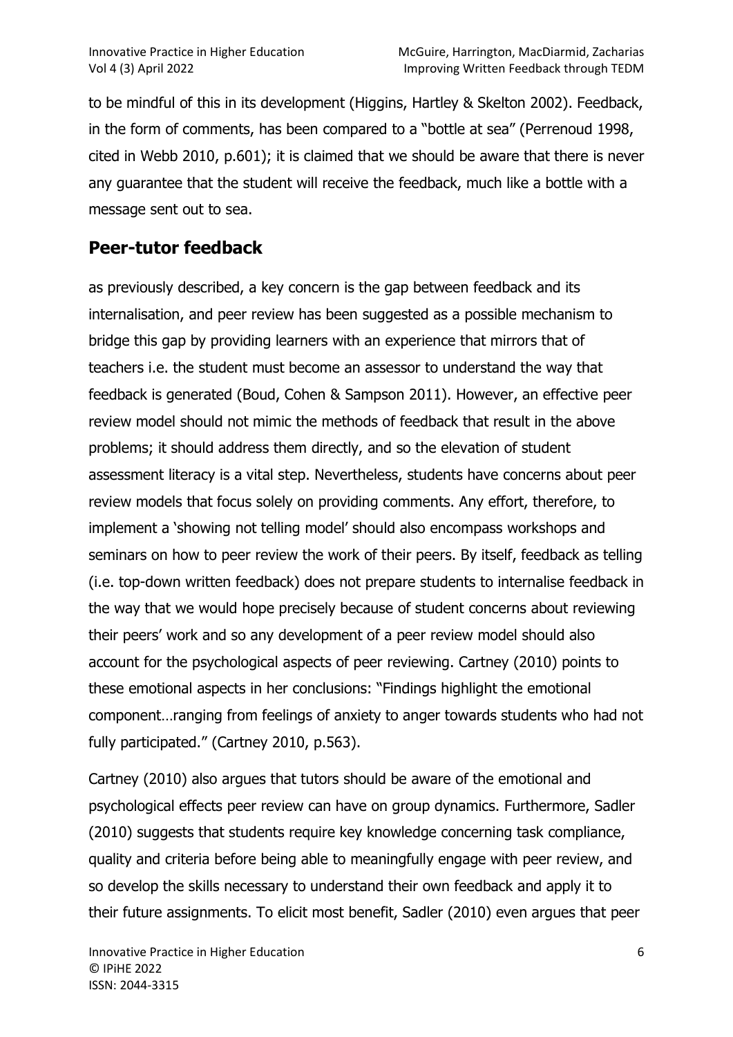to be mindful of this in its development (Higgins, Hartley & Skelton 2002). Feedback, in the form of comments, has been compared to a "bottle at sea" (Perrenoud 1998, cited in Webb 2010, p.601); it is claimed that we should be aware that there is never any guarantee that the student will receive the feedback, much like a bottle with a message sent out to sea.

## Peer-tutor feedback

as previously described, a key concern is the gap between feedback and its internalisation, and peer review has been suggested as a possible mechanism to bridge this gap by providing learners with an experience that mirrors that of teachers i.e. the student must become an assessor to understand the way that feedback is generated (Boud, Cohen & Sampson 2011). However, an effective peer review model should not mimic the methods of feedback that result in the above problems; it should address them directly, and so the elevation of student assessment literacy is a vital step. Nevertheless, students have concerns about peer review models that focus solely on providing comments. Any effort, therefore, to implement a 'showing not telling model' should also encompass workshops and seminars on how to peer review the work of their peers. By itself, feedback as telling (i.e. top-down written feedback) does not prepare students to internalise feedback in the way that we would hope precisely because of student concerns about reviewing their peers' work and so any development of a peer review model should also account for the psychological aspects of peer reviewing. Cartney (2010) points to these emotional aspects in her conclusions: "Findings highlight the emotional component…ranging from feelings of anxiety to anger towards students who had not fully participated." (Cartney 2010, p.563).

Cartney (2010) also argues that tutors should be aware of the emotional and psychological effects peer review can have on group dynamics. Furthermore, Sadler (2010) suggests that students require key knowledge concerning task compliance, quality and criteria before being able to meaningfully engage with peer review, and so develop the skills necessary to understand their own feedback and apply it to their future assignments. To elicit most benefit, Sadler (2010) even argues that peer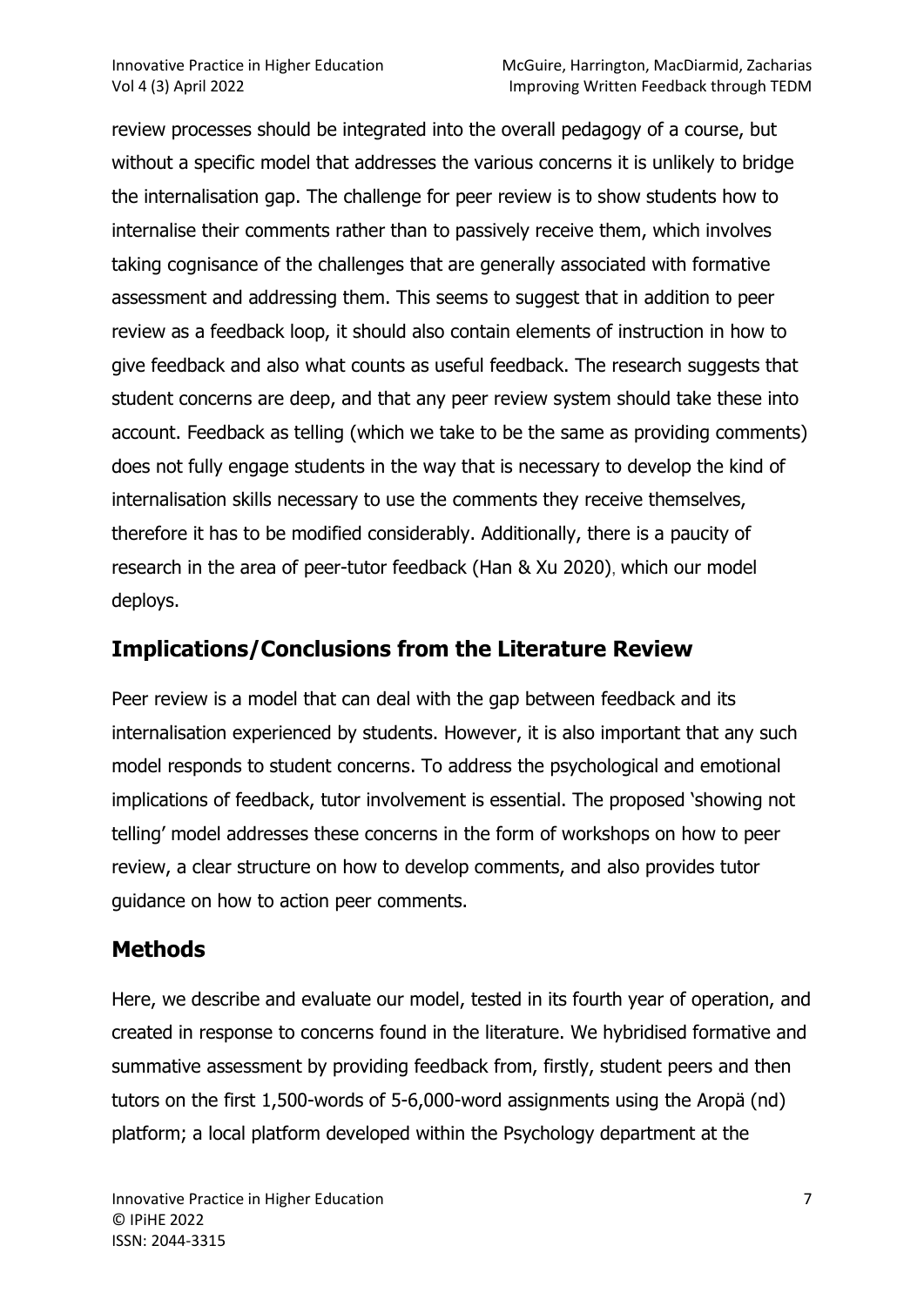review processes should be integrated into the overall pedagogy of a course, but without a specific model that addresses the various concerns it is unlikely to bridge the internalisation gap. The challenge for peer review is to show students how to internalise their comments rather than to passively receive them, which involves taking cognisance of the challenges that are generally associated with formative assessment and addressing them. This seems to suggest that in addition to peer review as a feedback loop, it should also contain elements of instruction in how to give feedback and also what counts as useful feedback. The research suggests that student concerns are deep, and that any peer review system should take these into account. Feedback as telling (which we take to be the same as providing comments) does not fully engage students in the way that is necessary to develop the kind of internalisation skills necessary to use the comments they receive themselves, therefore it has to be modified considerably. Additionally, there is a paucity of research in the area of peer-tutor feedback (Han & Xu 2020), which our model deploys.

## Implications/Conclusions from the Literature Review

Peer review is a model that can deal with the gap between feedback and its internalisation experienced by students. However, it is also important that any such model responds to student concerns. To address the psychological and emotional implications of feedback, tutor involvement is essential. The proposed 'showing not telling' model addresses these concerns in the form of workshops on how to peer review, a clear structure on how to develop comments, and also provides tutor guidance on how to action peer comments.

## Methods

Here, we describe and evaluate our model, tested in its fourth year of operation, and created in response to concerns found in the literature. We hybridised formative and summative assessment by providing feedback from, firstly, student peers and then tutors on the first 1,500-words of 5-6,000-word assignments using the Aropä (nd) platform; a local platform developed within the Psychology department at the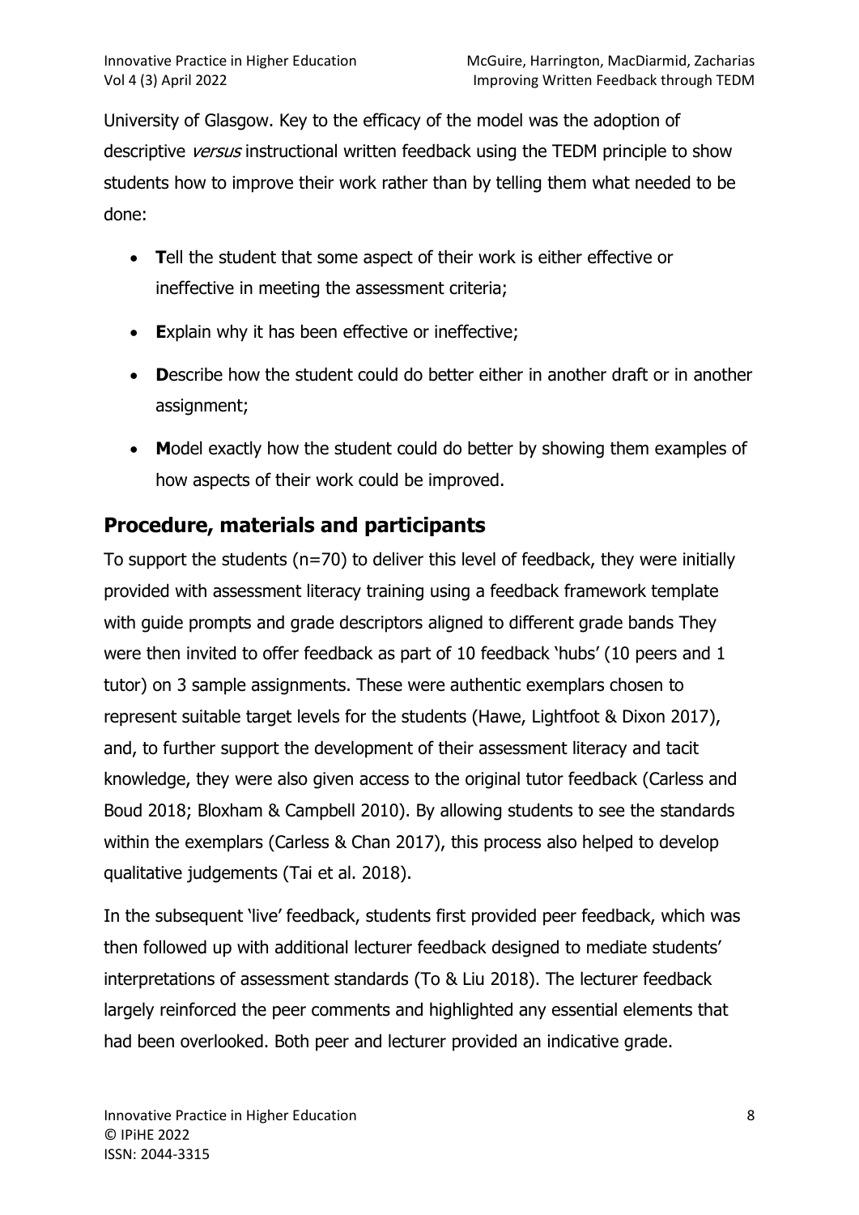University of Glasgow. Key to the efficacy of the model was the adoption of descriptive *versus* instructional written feedback using the TEDM principle to show students how to improve their work rather than by telling them what needed to be done:

- **T**ell the student that some aspect of their work is either effective or ineffective in meeting the assessment criteria;
- **E**xplain why it has been effective or ineffective;
- **D**escribe how the student could do better either in another draft or in another assignment;
- **M**odel exactly how the student could do better by showing them examples of how aspects of their work could be improved.

## Procedure, materials and participants

To support the students (n=70) to deliver this level of feedback, they were initially provided with assessment literacy training using a feedback framework template with guide prompts and grade descriptors aligned to different grade bands They were then invited to offer feedback as part of 10 feedback 'hubs' (10 peers and 1 tutor) on 3 sample assignments. These were authentic exemplars chosen to represent suitable target levels for the students (Hawe, Lightfoot & Dixon 2017), and, to further support the development of their assessment literacy and tacit knowledge, they were also given access to the original tutor feedback (Carless and Boud 2018; Bloxham & Campbell 2010). By allowing students to see the standards within the exemplars (Carless & Chan 2017), this process also helped to develop qualitative judgements (Tai et al. 2018).

In the subsequent 'live' feedback, students first provided peer feedback, which was then followed up with additional lecturer feedback designed to mediate students' interpretations of assessment standards (To & Liu 2018). The lecturer feedback largely reinforced the peer comments and highlighted any essential elements that had been overlooked. Both peer and lecturer provided an indicative grade.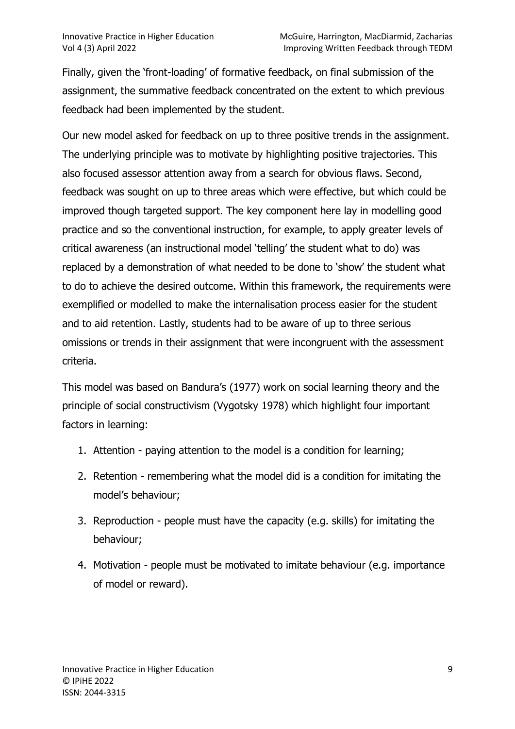Finally, given the 'front-loading' of formative feedback, on final submission of the assignment, the summative feedback concentrated on the extent to which previous feedback had been implemented by the student.

Our new model asked for feedback on up to three positive trends in the assignment. The underlying principle was to motivate by highlighting positive trajectories. This also focused assessor attention away from a search for obvious flaws. Second, feedback was sought on up to three areas which were effective, but which could be improved though targeted support. The key component here lay in modelling good practice and so the conventional instruction, for example, to apply greater levels of critical awareness (an instructional model 'telling' the student what to do) was replaced by a demonstration of what needed to be done to 'show' the student what to do to achieve the desired outcome. Within this framework, the requirements were exemplified or modelled to make the internalisation process easier for the student and to aid retention. Lastly, students had to be aware of up to three serious omissions or trends in their assignment that were incongruent with the assessment criteria.

This model was based on Bandura's (1977) work on social learning theory and the principle of social constructivism (Vygotsky 1978) which highlight four important factors in learning:

1. Attention - paying attention to the model is a condition for learning;
2. Retention - remembering what the model did is a condition for imitating the model's behaviour;
3. Reproduction - people must have the capacity (e.g. skills) for imitating the behaviour;
4. Motivation - people must be motivated to imitate behaviour (e.g. importance of model or reward).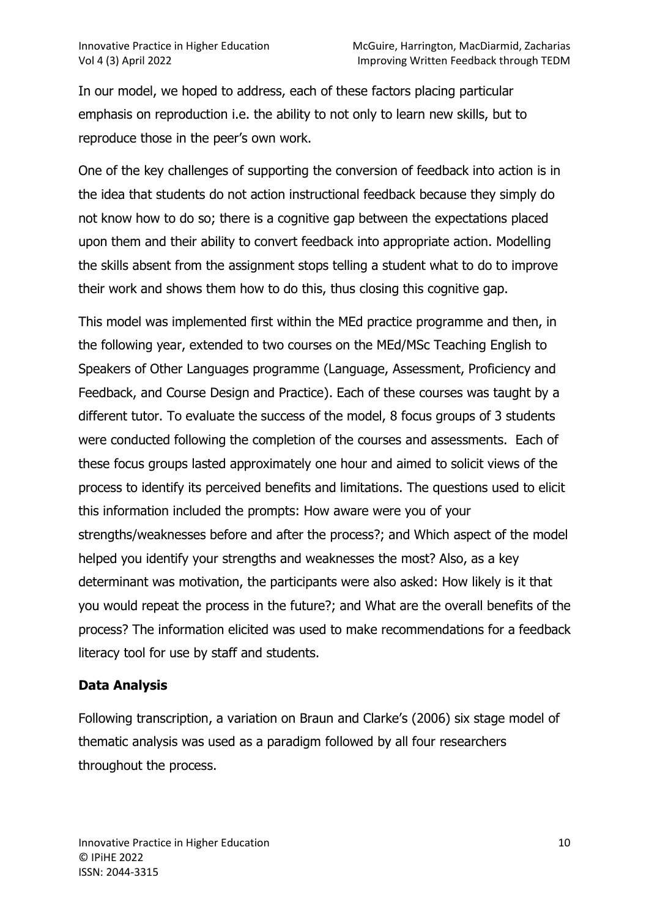In our model, we hoped to address, each of these factors placing particular emphasis on reproduction i.e. the ability to not only to learn new skills, but to reproduce those in the peer's own work.

One of the key challenges of supporting the conversion of feedback into action is in the idea that students do not action instructional feedback because they simply do not know how to do so; there is a cognitive gap between the expectations placed upon them and their ability to convert feedback into appropriate action. Modelling the skills absent from the assignment stops telling a student what to do to improve their work and shows them how to do this, thus closing this cognitive gap.

This model was implemented first within the MEd practice programme and then, in the following year, extended to two courses on the MEd/MSc Teaching English to Speakers of Other Languages programme (Language, Assessment, Proficiency and Feedback, and Course Design and Practice). Each of these courses was taught by a different tutor. To evaluate the success of the model, 8 focus groups of 3 students were conducted following the completion of the courses and assessments. Each of these focus groups lasted approximately one hour and aimed to solicit views of the process to identify its perceived benefits and limitations. The questions used to elicit this information included the prompts: How aware were you of your strengths/weaknesses before and after the process?; and Which aspect of the model helped you identify your strengths and weaknesses the most? Also, as a key determinant was motivation, the participants were also asked: How likely is it that you would repeat the process in the future?; and What are the overall benefits of the process? The information elicited was used to make recommendations for a feedback literacy tool for use by staff and students.

## Data Analysis

Following transcription, a variation on Braun and Clarke's (2006) six stage model of thematic analysis was used as a paradigm followed by all four researchers throughout the process.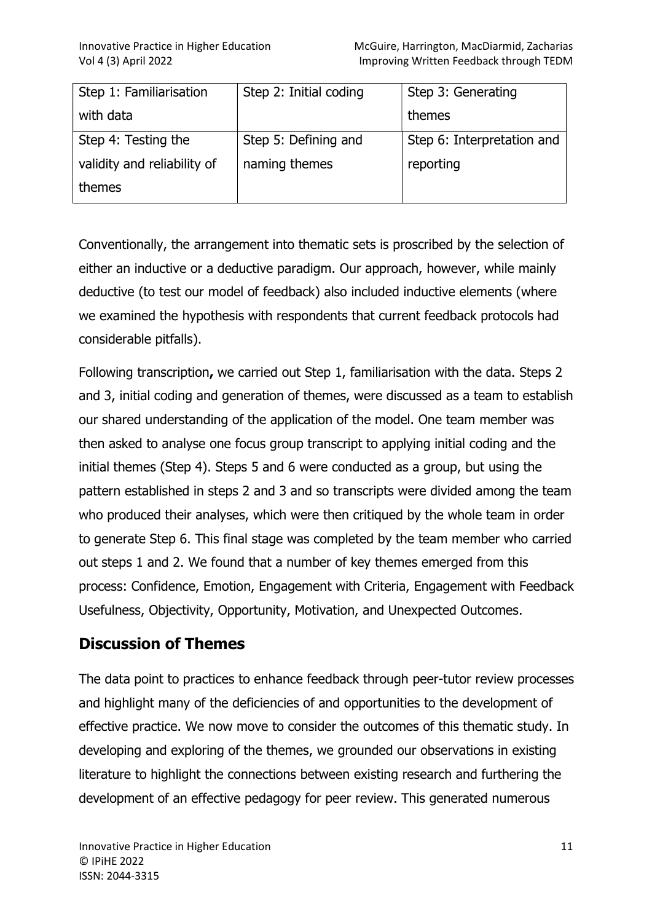| Step 1: Familiarisation with data | Step 2: Initial coding | Step 3: Generating themes |
| --- | --- | --- |
| Step 4: Testing the validity and reliability of themes | Step 5: Defining and naming themes | Step 6: Interpretation and reporting |

Conventionally, the arrangement into thematic sets is proscribed by the selection of either an inductive or a deductive paradigm. Our approach, however, while mainly deductive (to test our model of feedback) also included inductive elements (where we examined the hypothesis with respondents that current feedback protocols had considerable pitfalls).

Following transcription**,** we carried out Step 1, familiarisation with the data. Steps 2 and 3, initial coding and generation of themes, were discussed as a team to establish our shared understanding of the application of the model. One team member was then asked to analyse one focus group transcript to applying initial coding and the initial themes (Step 4). Steps 5 and 6 were conducted as a group, but using the pattern established in steps 2 and 3 and so transcripts were divided among the team who produced their analyses, which were then critiqued by the whole team in order to generate Step 6. This final stage was completed by the team member who carried out steps 1 and 2. We found that a number of key themes emerged from this process: Confidence, Emotion, Engagement with Criteria, Engagement with Feedback Usefulness, Objectivity, Opportunity, Motivation, and Unexpected Outcomes.

## Discussion of Themes

The data point to practices to enhance feedback through peer-tutor review processes and highlight many of the deficiencies of and opportunities to the development of effective practice. We now move to consider the outcomes of this thematic study. In developing and exploring of the themes, we grounded our observations in existing literature to highlight the connections between existing research and furthering the development of an effective pedagogy for peer review. This generated numerous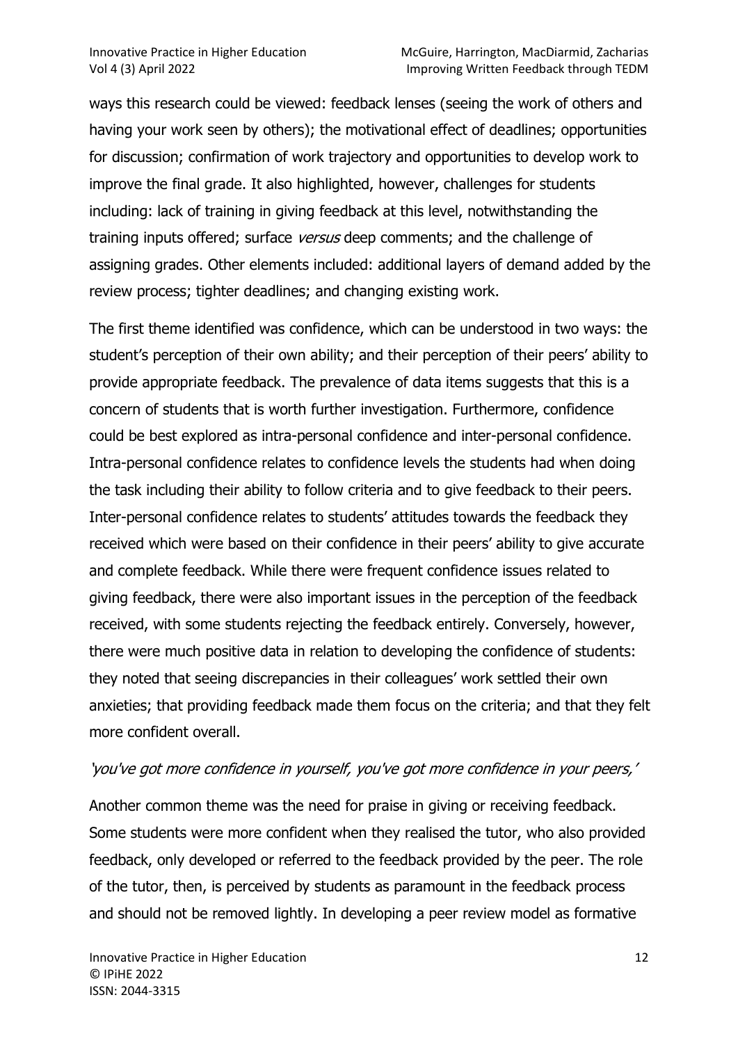ways this research could be viewed: feedback lenses (seeing the work of others and having your work seen by others); the motivational effect of deadlines; opportunities for discussion; confirmation of work trajectory and opportunities to develop work to improve the final grade. It also highlighted, however, challenges for students including: lack of training in giving feedback at this level, notwithstanding the training inputs offered; surface *versus* deep comments; and the challenge of assigning grades. Other elements included: additional layers of demand added by the review process; tighter deadlines; and changing existing work.

The first theme identified was confidence, which can be understood in two ways: the student's perception of their own ability; and their perception of their peers' ability to provide appropriate feedback. The prevalence of data items suggests that this is a concern of students that is worth further investigation. Furthermore, confidence could be best explored as intra-personal confidence and inter-personal confidence. Intra-personal confidence relates to confidence levels the students had when doing the task including their ability to follow criteria and to give feedback to their peers. Inter-personal confidence relates to students' attitudes towards the feedback they received which were based on their confidence in their peers' ability to give accurate and complete feedback. While there were frequent confidence issues related to giving feedback, there were also important issues in the perception of the feedback received, with some students rejecting the feedback entirely. Conversely, however, there were much positive data in relation to developing the confidence of students: they noted that seeing discrepancies in their colleagues' work settled their own anxieties; that providing feedback made them focus on the criteria; and that they felt more confident overall.

*'you've got more confidence in yourself, you've got more confidence in your peers,'*

Another common theme was the need for praise in giving or receiving feedback. Some students were more confident when they realised the tutor, who also provided feedback, only developed or referred to the feedback provided by the peer. The role of the tutor, then, is perceived by students as paramount in the feedback process and should not be removed lightly. In developing a peer review model as formative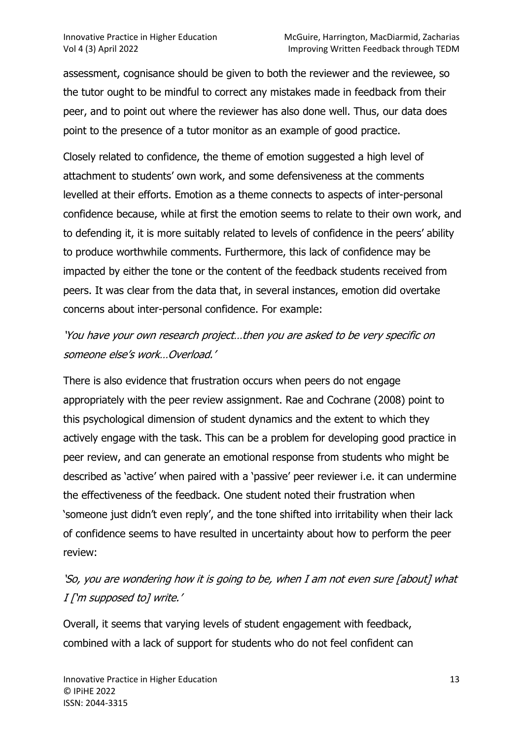assessment, cognisance should be given to both the reviewer and the reviewee, so the tutor ought to be mindful to correct any mistakes made in feedback from their peer, and to point out where the reviewer has also done well. Thus, our data does point to the presence of a tutor monitor as an example of good practice.

Closely related to confidence, the theme of emotion suggested a high level of attachment to students' own work, and some defensiveness at the comments levelled at their efforts. Emotion as a theme connects to aspects of inter-personal confidence because, while at first the emotion seems to relate to their own work, and to defending it, it is more suitably related to levels of confidence in the peers' ability to produce worthwhile comments. Furthermore, this lack of confidence may be impacted by either the tone or the content of the feedback students received from peers. It was clear from the data that, in several instances, emotion did overtake concerns about inter-personal confidence. For example:

*'You have your own research project…then you are asked to be very specific on someone else's work…Overload.'*

There is also evidence that frustration occurs when peers do not engage appropriately with the peer review assignment. Rae and Cochrane (2008) point to this psychological dimension of student dynamics and the extent to which they actively engage with the task. This can be a problem for developing good practice in peer review, and can generate an emotional response from students who might be described as 'active' when paired with a 'passive' peer reviewer i.e. it can undermine the effectiveness of the feedback. One student noted their frustration when 'someone just didn't even reply', and the tone shifted into irritability when their lack of confidence seems to have resulted in uncertainty about how to perform the peer review:

*'So, you are wondering how it is going to be, when I am not even sure [about] what I ['m supposed to] write.'*

Overall, it seems that varying levels of student engagement with feedback, combined with a lack of support for students who do not feel confident can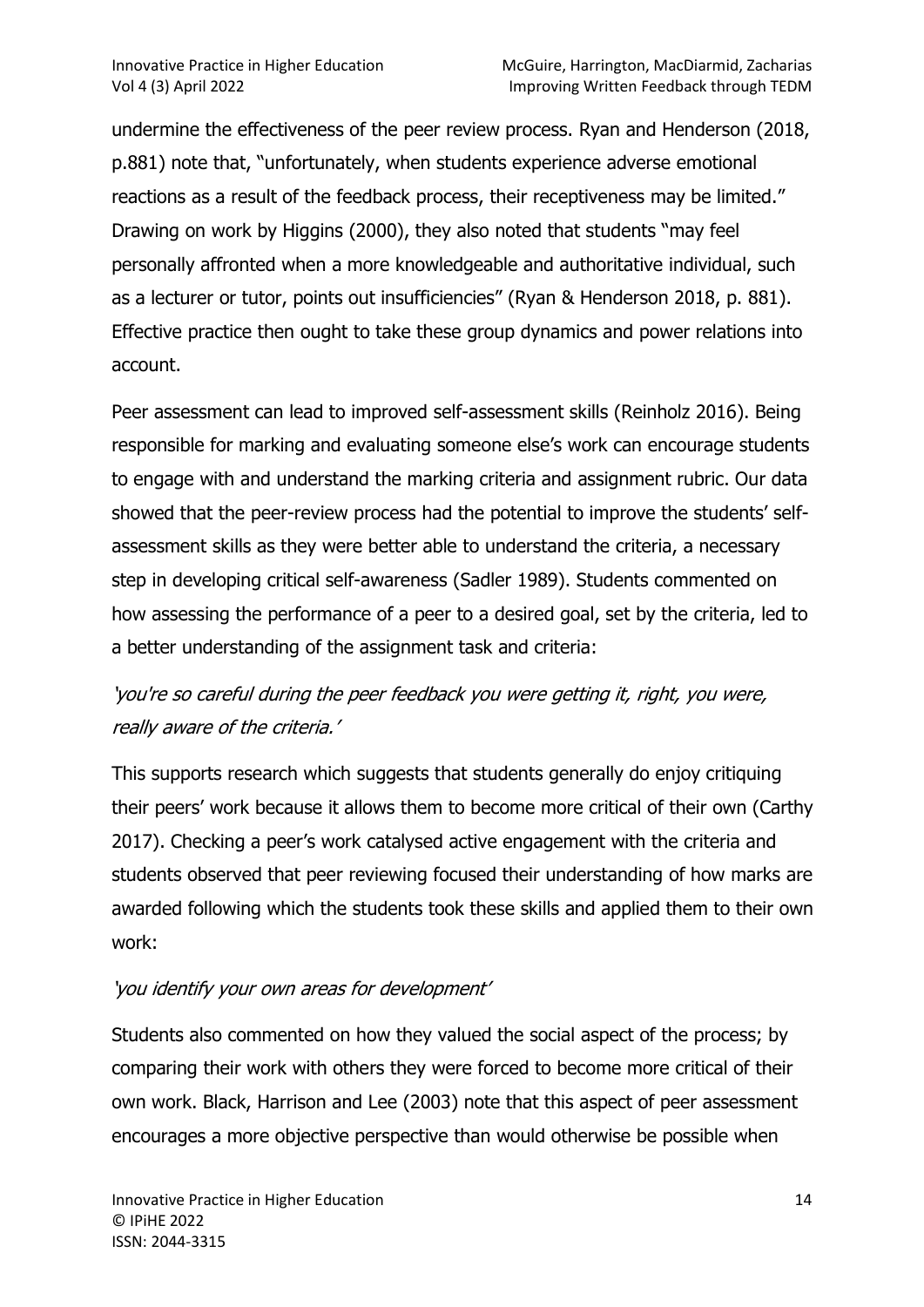undermine the effectiveness of the peer review process. Ryan and Henderson (2018, p.881) note that, "unfortunately, when students experience adverse emotional reactions as a result of the feedback process, their receptiveness may be limited." Drawing on work by Higgins (2000), they also noted that students "may feel personally affronted when a more knowledgeable and authoritative individual, such as a lecturer or tutor, points out insufficiencies" (Ryan & Henderson 2018, p. 881). Effective practice then ought to take these group dynamics and power relations into account.

Peer assessment can lead to improved self-assessment skills (Reinholz 2016). Being responsible for marking and evaluating someone else's work can encourage students to engage with and understand the marking criteria and assignment rubric. Our data showed that the peer-review process had the potential to improve the students' self-assessment skills as they were better able to understand the criteria, a necessary step in developing critical self-awareness (Sadler 1989). Students commented on how assessing the performance of a peer to a desired goal, set by the criteria, led to a better understanding of the assignment task and criteria:

*'you're so careful during the peer feedback you were getting it, right, you were, really aware of the criteria.'*

This supports research which suggests that students generally do enjoy critiquing their peers' work because it allows them to become more critical of their own (Carthy 2017). Checking a peer's work catalysed active engagement with the criteria and students observed that peer reviewing focused their understanding of how marks are awarded following which the students took these skills and applied them to their own work:

*'you identify your own areas for development'*

Students also commented on how they valued the social aspect of the process; by comparing their work with others they were forced to become more critical of their own work. Black, Harrison and Lee (2003) note that this aspect of peer assessment encourages a more objective perspective than would otherwise be possible when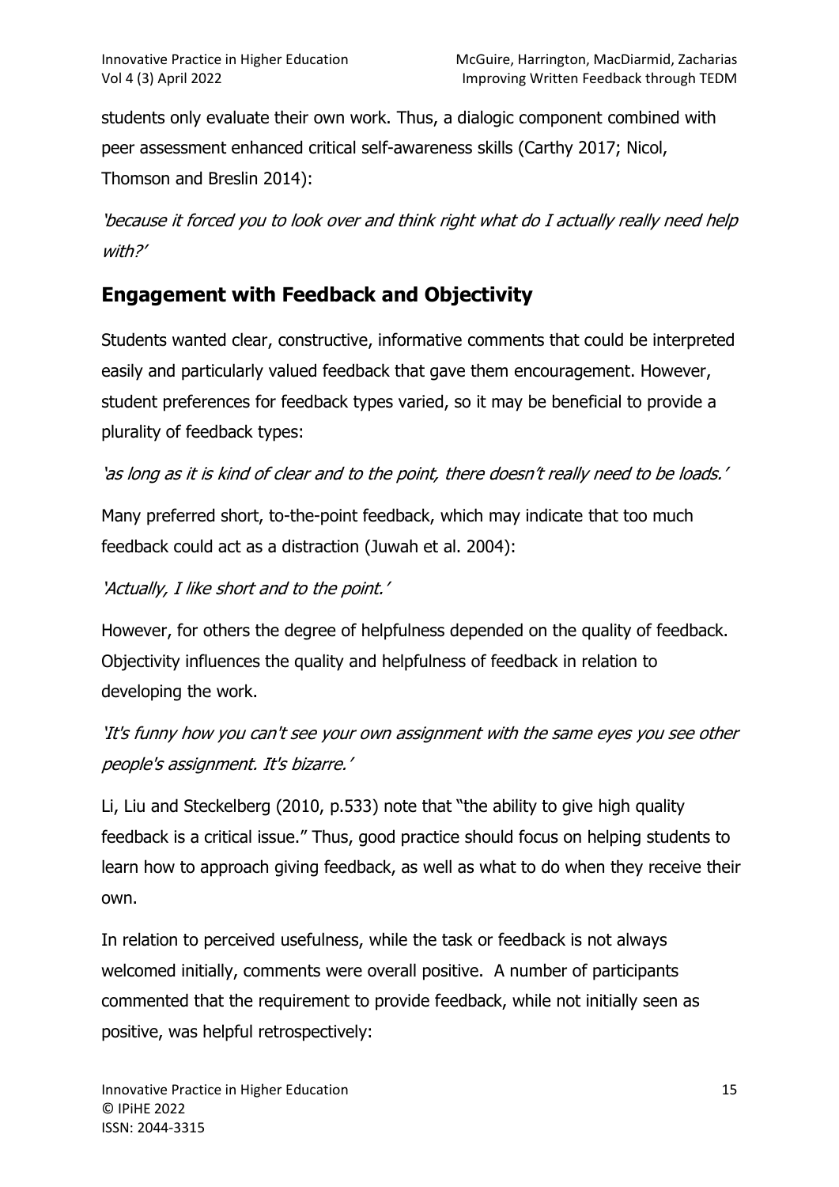students only evaluate their own work. Thus, a dialogic component combined with peer assessment enhanced critical self-awareness skills (Carthy 2017; Nicol, Thomson and Breslin 2014):

*'because it forced you to look over and think right what do I actually really need help with?'*

## Engagement with Feedback and Objectivity

Students wanted clear, constructive, informative comments that could be interpreted easily and particularly valued feedback that gave them encouragement. However, student preferences for feedback types varied, so it may be beneficial to provide a plurality of feedback types:

*'as long as it is kind of clear and to the point, there doesn't really need to be loads.'*

Many preferred short, to-the-point feedback, which may indicate that too much feedback could act as a distraction (Juwah et al. 2004):

*'Actually, I like short and to the point.'*

However, for others the degree of helpfulness depended on the quality of feedback. Objectivity influences the quality and helpfulness of feedback in relation to developing the work.

*'It's funny how you can't see your own assignment with the same eyes you see other people's assignment. It's bizarre.'*

Li, Liu and Steckelberg (2010, p.533) note that "the ability to give high quality feedback is a critical issue." Thus, good practice should focus on helping students to learn how to approach giving feedback, as well as what to do when they receive their own.

In relation to perceived usefulness, while the task or feedback is not always welcomed initially, comments were overall positive. A number of participants commented that the requirement to provide feedback, while not initially seen as positive, was helpful retrospectively: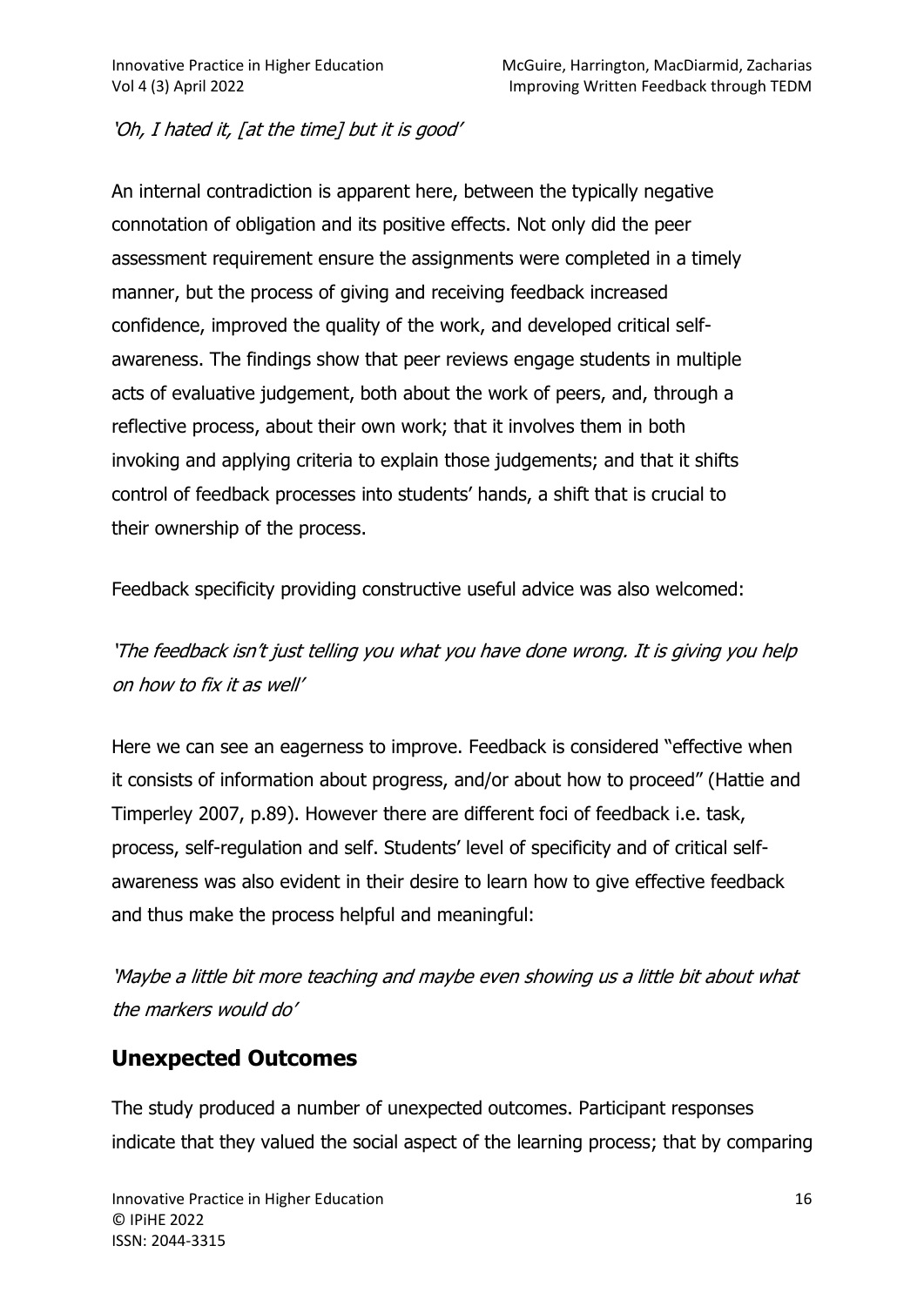*'Oh, I hated it, [at the time] but it is good'*

An internal contradiction is apparent here, between the typically negative connotation of obligation and its positive effects. Not only did the peer assessment requirement ensure the assignments were completed in a timely manner, but the process of giving and receiving feedback increased confidence, improved the quality of the work, and developed critical self-awareness. The findings show that peer reviews engage students in multiple acts of evaluative judgement, both about the work of peers, and, through a reflective process, about their own work; that it involves them in both invoking and applying criteria to explain those judgements; and that it shifts control of feedback processes into students' hands, a shift that is crucial to their ownership of the process.

Feedback specificity providing constructive useful advice was also welcomed:

*'The feedback isn't just telling you what you have done wrong. It is giving you help on how to fix it as well'*

Here we can see an eagerness to improve. Feedback is considered "effective when it consists of information about progress, and/or about how to proceed" (Hattie and Timperley 2007, p.89). However there are different foci of feedback i.e. task, process, self-regulation and self. Students' level of specificity and of critical self-awareness was also evident in their desire to learn how to give effective feedback and thus make the process helpful and meaningful:

*'Maybe a little bit more teaching and maybe even showing us a little bit about what the markers would do'*

## Unexpected Outcomes

The study produced a number of unexpected outcomes. Participant responses indicate that they valued the social aspect of the learning process; that by comparing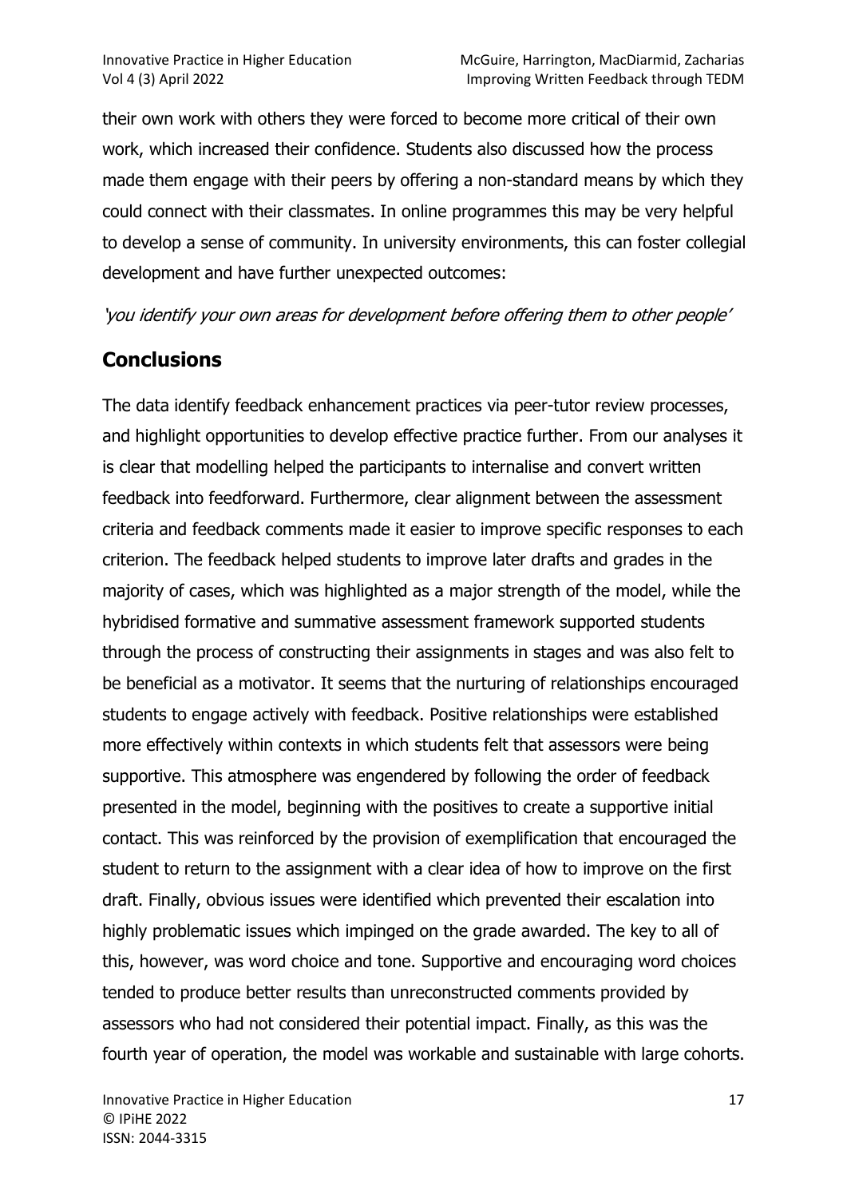their own work with others they were forced to become more critical of their own work, which increased their confidence. Students also discussed how the process made them engage with their peers by offering a non-standard means by which they could connect with their classmates. In online programmes this may be very helpful to develop a sense of community. In university environments, this can foster collegial development and have further unexpected outcomes:

*'you identify your own areas for development before offering them to other people'*

## Conclusions

The data identify feedback enhancement practices via peer-tutor review processes, and highlight opportunities to develop effective practice further. From our analyses it is clear that modelling helped the participants to internalise and convert written feedback into feedforward. Furthermore, clear alignment between the assessment criteria and feedback comments made it easier to improve specific responses to each criterion. The feedback helped students to improve later drafts and grades in the majority of cases, which was highlighted as a major strength of the model, while the hybridised formative and summative assessment framework supported students through the process of constructing their assignments in stages and was also felt to be beneficial as a motivator. It seems that the nurturing of relationships encouraged students to engage actively with feedback. Positive relationships were established more effectively within contexts in which students felt that assessors were being supportive. This atmosphere was engendered by following the order of feedback presented in the model, beginning with the positives to create a supportive initial contact. This was reinforced by the provision of exemplification that encouraged the student to return to the assignment with a clear idea of how to improve on the first draft. Finally, obvious issues were identified which prevented their escalation into highly problematic issues which impinged on the grade awarded. The key to all of this, however, was word choice and tone. Supportive and encouraging word choices tended to produce better results than unreconstructed comments provided by assessors who had not considered their potential impact. Finally, as this was the fourth year of operation, the model was workable and sustainable with large cohorts.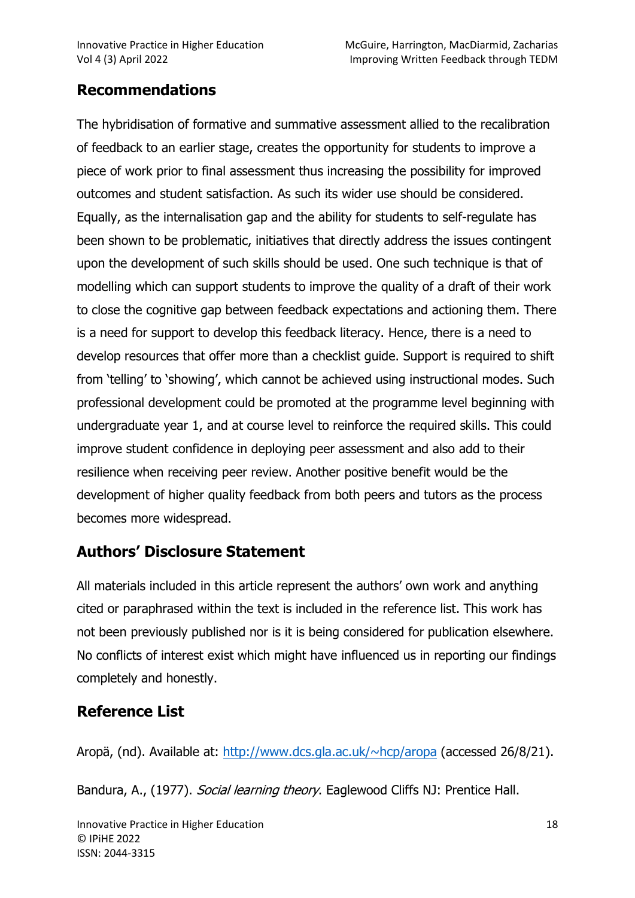## Recommendations

The hybridisation of formative and summative assessment allied to the recalibration of feedback to an earlier stage, creates the opportunity for students to improve a piece of work prior to final assessment thus increasing the possibility for improved outcomes and student satisfaction. As such its wider use should be considered. Equally, as the internalisation gap and the ability for students to self-regulate has been shown to be problematic, initiatives that directly address the issues contingent upon the development of such skills should be used. One such technique is that of modelling which can support students to improve the quality of a draft of their work to close the cognitive gap between feedback expectations and actioning them. There is a need for support to develop this feedback literacy. Hence, there is a need to develop resources that offer more than a checklist guide. Support is required to shift from 'telling' to 'showing', which cannot be achieved using instructional modes. Such professional development could be promoted at the programme level beginning with undergraduate year 1, and at course level to reinforce the required skills. This could improve student confidence in deploying peer assessment and also add to their resilience when receiving peer review. Another positive benefit would be the development of higher quality feedback from both peers and tutors as the process becomes more widespread.

## Authors' Disclosure Statement

All materials included in this article represent the authors' own work and anything cited or paraphrased within the text is included in the reference list. This work has not been previously published nor is it is being considered for publication elsewhere. No conflicts of interest exist which might have influenced us in reporting our findings completely and honestly.

## Reference List

Aropä, (nd). Available at: [http://www.dcs.gla.ac.uk/~hcp/aropa](http://www.dcs.gla.ac.uk/~hcp/aropa) (accessed 26/8/21).

Bandura, A., (1977). *Social learning theory*. Eaglewood Cliffs NJ: Prentice Hall.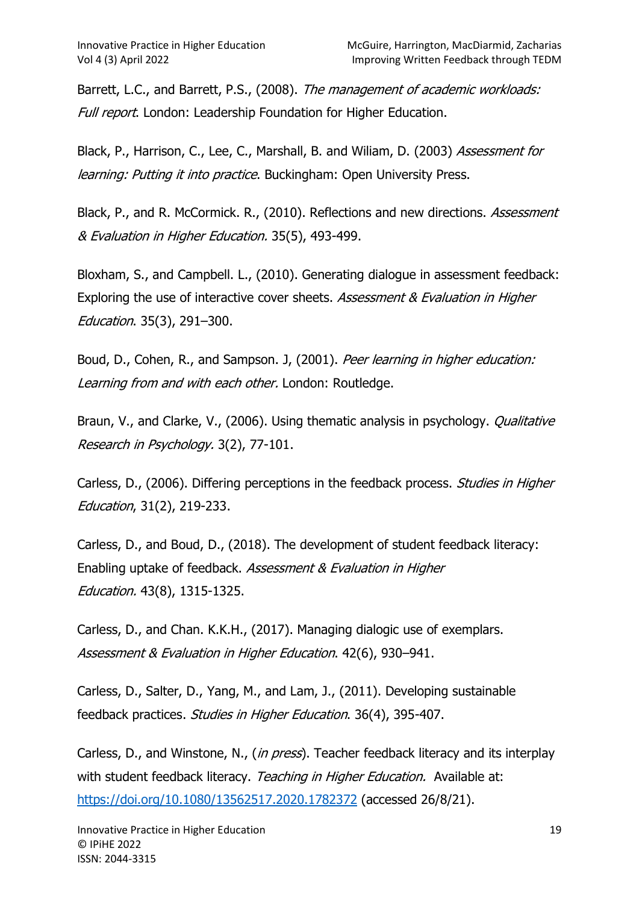Barrett, L.C., and Barrett, P.S., (2008). *The management of academic workloads: Full report*. London: Leadership Foundation for Higher Education.

Black, P., Harrison, C., Lee, C., Marshall, B. and Wiliam, D. (2003) *Assessment for learning: Putting it into practice*. Buckingham: Open University Press.

Black, P., and R. McCormick. R., (2010). Reflections and new directions. *Assessment & Evaluation in Higher Education.* 35(5), 493-499.

Bloxham, S., and Campbell. L., (2010). Generating dialogue in assessment feedback: Exploring the use of interactive cover sheets. *Assessment & Evaluation in Higher Education*. 35(3), 291–300.

Boud, D., Cohen, R., and Sampson. J, (2001). *Peer learning in higher education: Learning from and with each other.* London: Routledge.

Braun, V., and Clarke, V., (2006). Using thematic analysis in psychology. *Qualitative Research in Psychology.* 3(2), 77-101.

Carless, D., (2006). Differing perceptions in the feedback process. *Studies in Higher Education*, 31(2), 219-233.

Carless, D., and Boud, D., (2018). The development of student feedback literacy: Enabling uptake of feedback. *Assessment & Evaluation in Higher Education.* 43(8), 1315-1325.

Carless, D., and Chan. K.K.H., (2017). Managing dialogic use of exemplars. *Assessment & Evaluation in Higher Education*. 42(6), 930–941.

Carless, D., Salter, D., Yang, M., and Lam, J., (2011). Developing sustainable feedback practices. *Studies in Higher Education*. 36(4), 395-407.

Carless, D., and Winstone, N., (*in press*). Teacher feedback literacy and its interplay with student feedback literacy. *Teaching in Higher Education.* Available at: https://doi.org/10.1080/13562517.2020.1782372 (accessed 26/8/21).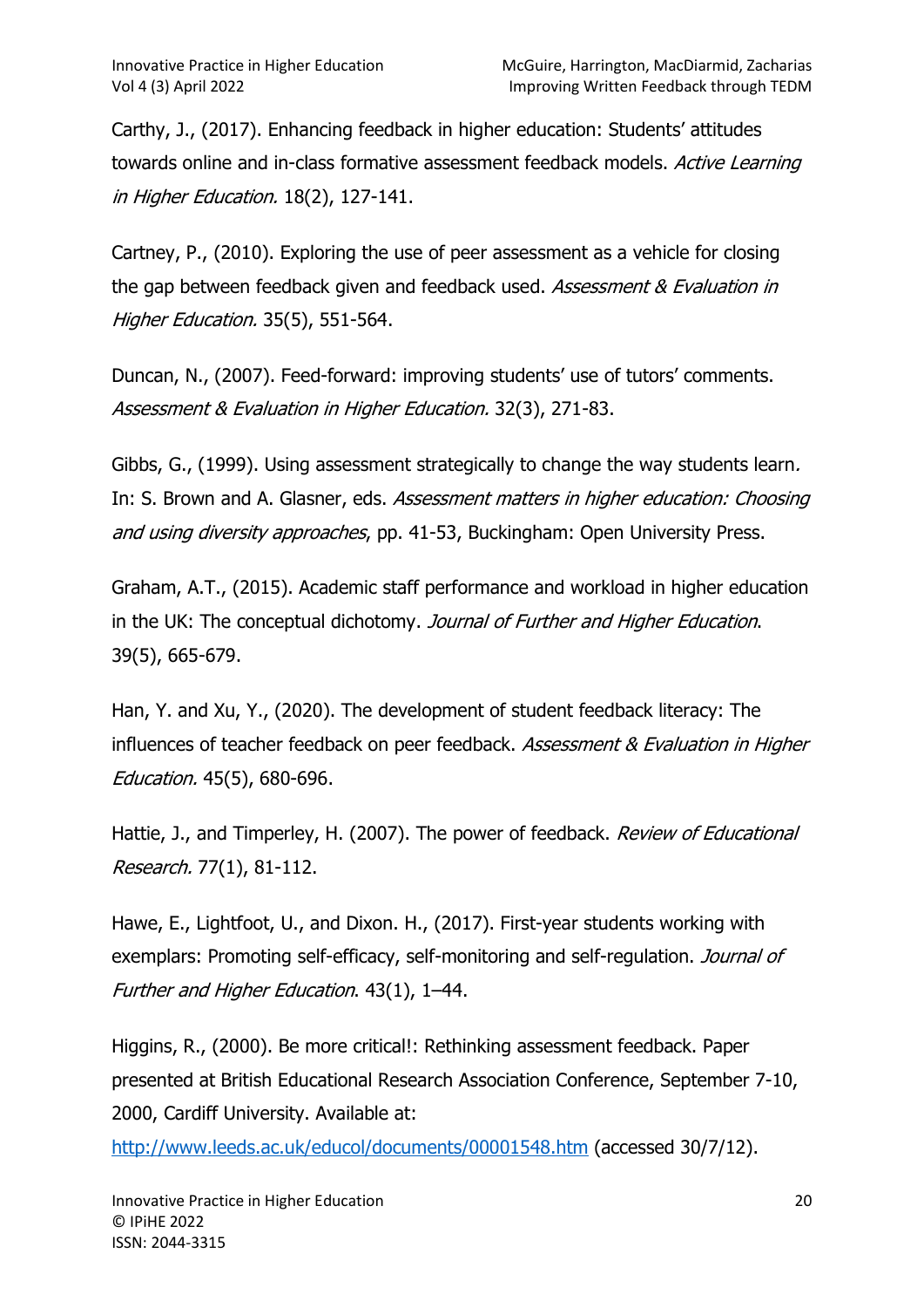Carthy, J., (2017). Enhancing feedback in higher education: Students' attitudes towards online and in-class formative assessment feedback models. *Active Learning in Higher Education.* 18(2), 127-141.

Cartney, P., (2010). Exploring the use of peer assessment as a vehicle for closing the gap between feedback given and feedback used. *Assessment & Evaluation in Higher Education.* 35(5), 551-564.

Duncan, N., (2007). Feed-forward: improving students' use of tutors' comments. *Assessment & Evaluation in Higher Education.* 32(3), 271-83.

Gibbs, G., (1999). Using assessment strategically to change the way students learn*.* In: S. Brown and A. Glasner, eds. *Assessment matters in higher education: Choosing and using diversity approaches*, pp. 41-53, Buckingham: Open University Press.

Graham, A.T., (2015). Academic staff performance and workload in higher education in the UK: The conceptual dichotomy. *Journal of Further and Higher Education*. 39(5), 665-679.

Han, Y. and Xu, Y., (2020). The development of student feedback literacy: The influences of teacher feedback on peer feedback. *Assessment & Evaluation in Higher Education.* 45(5), 680-696.

Hattie, J., and Timperley, H. (2007). The power of feedback. *Review of Educational Research.* 77(1), 81-112.

Hawe, E., Lightfoot, U., and Dixon. H., (2017). First-year students working with exemplars: Promoting self-efficacy, self-monitoring and self-regulation. *Journal of Further and Higher Education*. 43(1), 1–44.

Higgins, R., (2000). Be more critical!: Rethinking assessment feedback. Paper presented at British Educational Research Association Conference, September 7-10, 2000, Cardiff University. Available at: http://www.leeds.ac.uk/educol/documents/00001548.htm (accessed 30/7/12).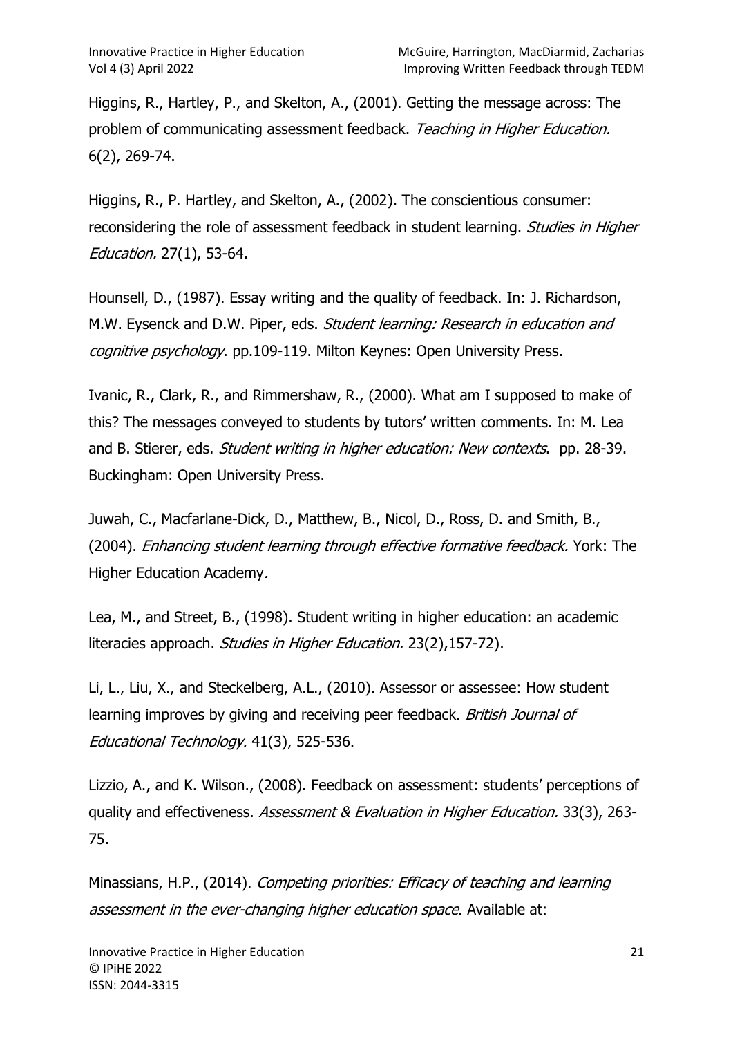Higgins, R., Hartley, P., and Skelton, A., (2001). Getting the message across: The problem of communicating assessment feedback. *Teaching in Higher Education.* 6(2), 269-74.

Higgins, R., P. Hartley, and Skelton, A., (2002). The conscientious consumer: reconsidering the role of assessment feedback in student learning. *Studies in Higher Education.* 27(1), 53-64.

Hounsell, D., (1987). Essay writing and the quality of feedback. In: J. Richardson, M.W. Eysenck and D.W. Piper, eds. *Student learning: Research in education and cognitive psychology*. pp.109-119. Milton Keynes: Open University Press.

Ivanic, R., Clark, R., and Rimmershaw, R., (2000). What am I supposed to make of this? The messages conveyed to students by tutors' written comments. In: M. Lea and B. Stierer, eds. *Student writing in higher education: New contexts*. pp. 28-39. Buckingham: Open University Press.

Juwah, C., Macfarlane-Dick, D., Matthew, B., Nicol, D., Ross, D. and Smith, B., (2004). *Enhancing student learning through effective formative feedback.* York: The Higher Education Academy.

Lea, M., and Street, B., (1998). Student writing in higher education: an academic literacies approach. *Studies in Higher Education.* 23(2),157-72).

Li, L., Liu, X., and Steckelberg, A.L., (2010). Assessor or assessee: How student learning improves by giving and receiving peer feedback. *British Journal of Educational Technology.* 41(3), 525-536.

Lizzio, A., and K. Wilson., (2008). Feedback on assessment: students' perceptions of quality and effectiveness. *Assessment & Evaluation in Higher Education.* 33(3), 263-75.

Minassians, H.P., (2014). *Competing priorities: Efficacy of teaching and learning assessment in the ever-changing higher education space*. Available at: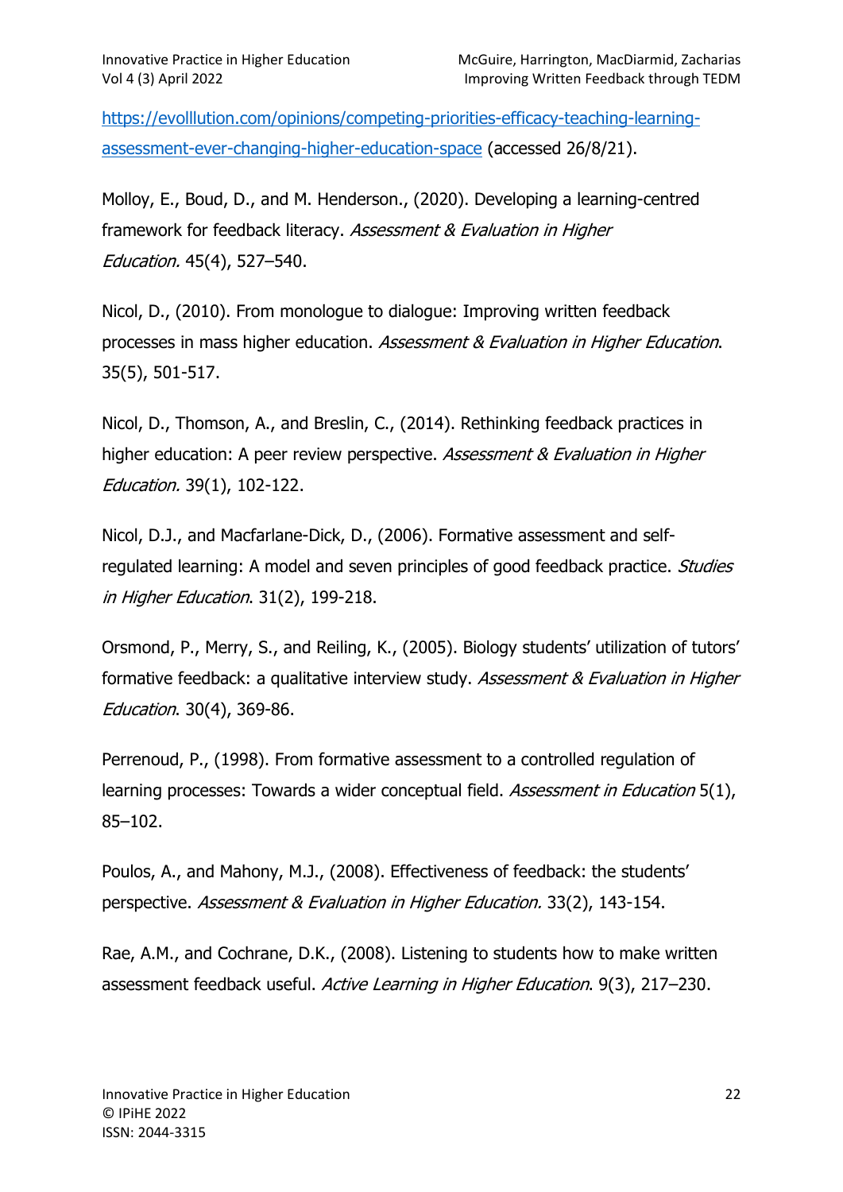https://evolllution.com/opinions/competing-priorities-efficacy-teaching-learning-assessment-ever-changing-higher-education-space (accessed 26/8/21).

Molloy, E., Boud, D., and M. Henderson., (2020). Developing a learning-centred framework for feedback literacy. *Assessment & Evaluation in Higher Education.* 45(4), 527–540.

Nicol, D., (2010). From monologue to dialogue: Improving written feedback processes in mass higher education. *Assessment & Evaluation in Higher Education*. 35(5), 501-517.

Nicol, D., Thomson, A., and Breslin, C., (2014). Rethinking feedback practices in higher education: A peer review perspective. *Assessment & Evaluation in Higher Education.* 39(1), 102-122.

Nicol, D.J., and Macfarlane-Dick, D., (2006). Formative assessment and self-regulated learning: A model and seven principles of good feedback practice. *Studies in Higher Education*. 31(2), 199-218.

Orsmond, P., Merry, S., and Reiling, K., (2005). Biology students' utilization of tutors' formative feedback: a qualitative interview study. *Assessment & Evaluation in Higher Education*. 30(4), 369-86.

Perrenoud, P., (1998). From formative assessment to a controlled regulation of learning processes: Towards a wider conceptual field. *Assessment in Education* 5(1), 85–102.

Poulos, A., and Mahony, M.J., (2008). Effectiveness of feedback: the students' perspective. *Assessment & Evaluation in Higher Education.* 33(2), 143-154.

Rae, A.M., and Cochrane, D.K., (2008). Listening to students how to make written assessment feedback useful. *Active Learning in Higher Education*. 9(3), 217–230.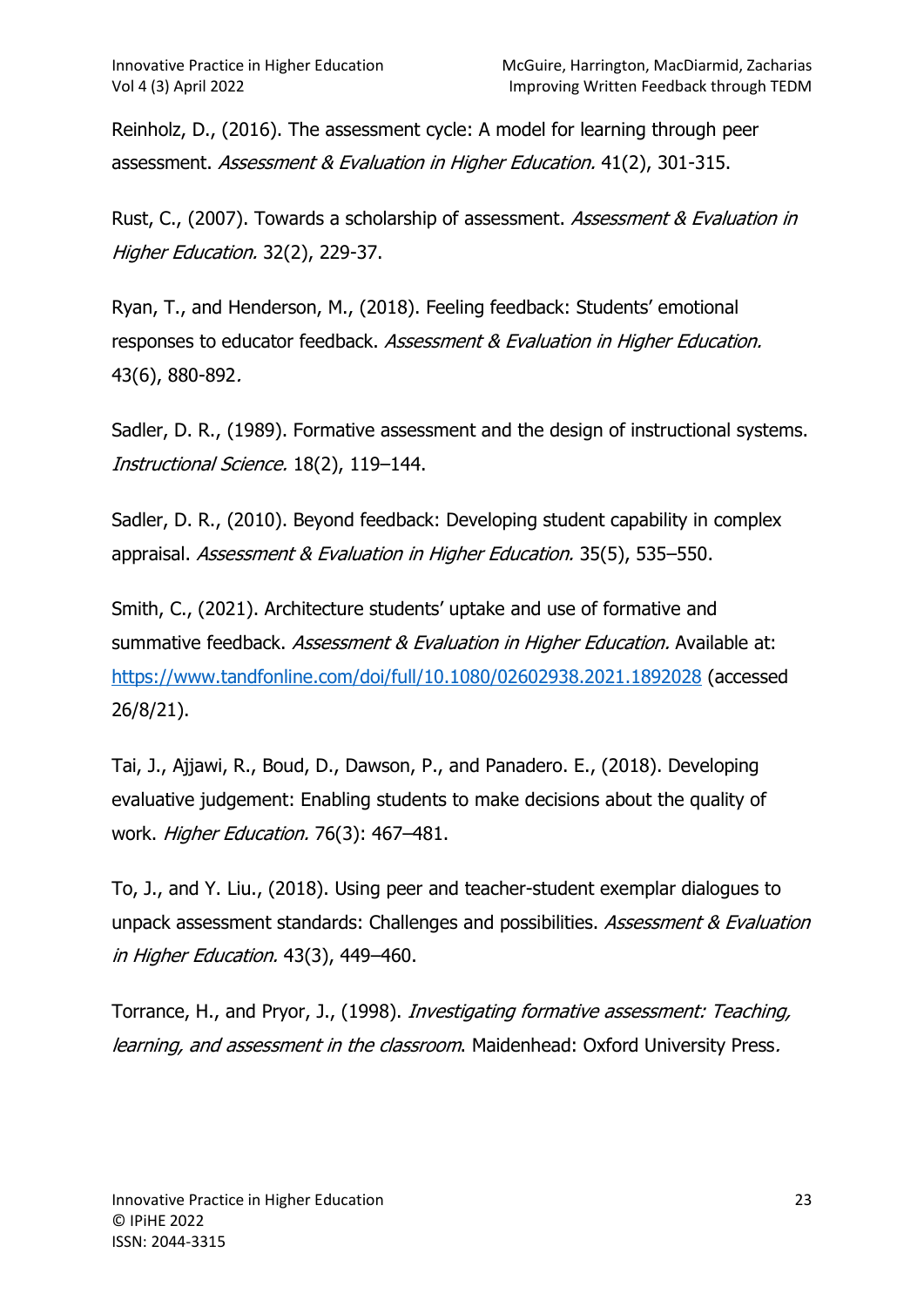Reinholz, D., (2016). The assessment cycle: A model for learning through peer assessment. *Assessment & Evaluation in Higher Education.* 41(2), 301-315.

Rust, C., (2007). Towards a scholarship of assessment. *Assessment & Evaluation in Higher Education.* 32(2), 229-37.

Ryan, T., and Henderson, M., (2018). Feeling feedback: Students' emotional responses to educator feedback. *Assessment & Evaluation in Higher Education.* 43(6), 880-892.

Sadler, D. R., (1989). Formative assessment and the design of instructional systems. *Instructional Science.* 18(2), 119–144.

Sadler, D. R., (2010). Beyond feedback: Developing student capability in complex appraisal. *Assessment & Evaluation in Higher Education.* 35(5), 535–550.

Smith, C., (2021). Architecture students' uptake and use of formative and summative feedback. *Assessment & Evaluation in Higher Education.* Available at: https://www.tandfonline.com/doi/full/10.1080/02602938.2021.1892028 (accessed 26/8/21).

Tai, J., Ajjawi, R., Boud, D., Dawson, P., and Panadero. E., (2018). Developing evaluative judgement: Enabling students to make decisions about the quality of work. *Higher Education.* 76(3): 467–481.

To, J., and Y. Liu., (2018). Using peer and teacher-student exemplar dialogues to unpack assessment standards: Challenges and possibilities. *Assessment & Evaluation in Higher Education.* 43(3), 449–460.

Torrance, H., and Pryor, J., (1998). *Investigating formative assessment: Teaching, learning, and assessment in the classroom*. Maidenhead: Oxford University Press.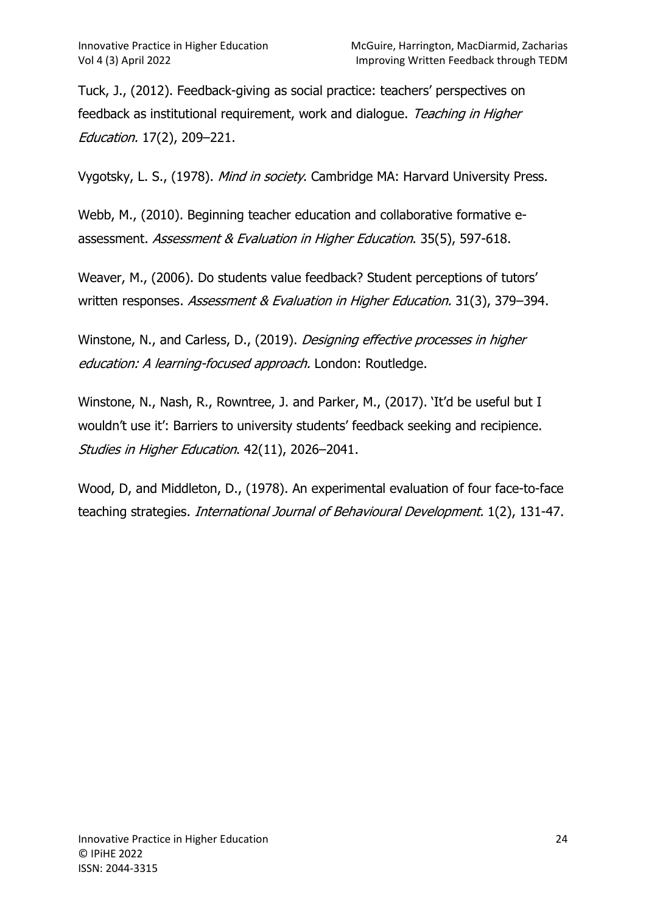Tuck, J., (2012). Feedback-giving as social practice: teachers' perspectives on feedback as institutional requirement, work and dialogue. *Teaching in Higher Education.* 17(2), 209–221.

Vygotsky, L. S., (1978). *Mind in society*. Cambridge MA: Harvard University Press.

Webb, M., (2010). Beginning teacher education and collaborative formative e-assessment. *Assessment & Evaluation in Higher Education*. 35(5), 597-618.

Weaver, M., (2006). Do students value feedback? Student perceptions of tutors' written responses. *Assessment & Evaluation in Higher Education.* 31(3), 379–394.

Winstone, N., and Carless, D., (2019). *Designing effective processes in higher education: A learning-focused approach.* London: Routledge.

Winstone, N., Nash, R., Rowntree, J. and Parker, M., (2017). 'It'd be useful but I wouldn't use it': Barriers to university students' feedback seeking and recipience. *Studies in Higher Education*. 42(11), 2026–2041.

Wood, D, and Middleton, D., (1978). An experimental evaluation of four face-to-face teaching strategies. *International Journal of Behavioural Development.* 1(2), 131-47.